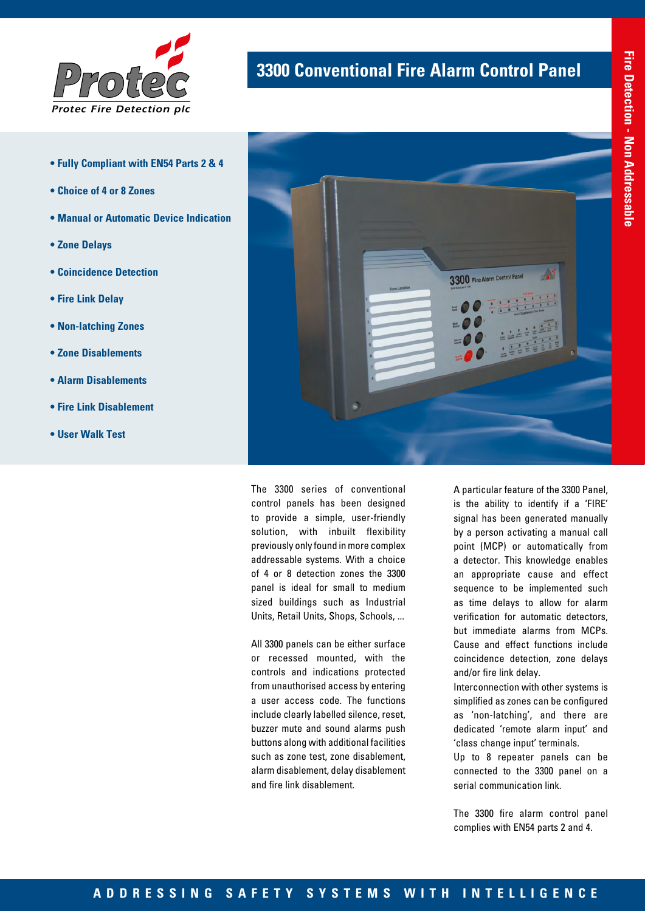Protec Fire Detection plc

# 3300 Conventional Fire Alarm Control Panel

Fire Detection - Non Addressable

- Fully Compliant with EN54 Parts 2 & 4
- Choice of 4 or 8 Zones
- Manual or Automatic Device Indication
- Zone Delays
- Coincidence Detection
- Fire Link Delay
- Non-latching Zones
- Zone Disablements
- Alarm Disablements
- Fire Link Disablement
- User Walk Test

The 3300 series of conventional control panels has been designed to provide a simple, user-friendly solution, with inbuilt flexibility previously only found in more complex addressable systems. With a choice of 4 or 8 detection zones the 3300 panel is ideal for small to medium sized buildings such as Industrial Units, Retail Units, Shops, Schools, ...

All 3300 panels can be either surface or recessed mounted, with the controls and indications protected from unauthorised access by entering a user access code. The functions include clearly labelled silence, reset, buzzer mute and sound alarms push buttons along with additional facilities such as zone test, zone disablement, alarm disablement, delay disablement and fire link disablement.

A particular feature of the 3300 Panel, is the ability to identify if a 'FIRE' signal has been generated manually by a person activating a manual call point (MCP) or automatically from a detector. This knowledge enables an appropriate cause and effect sequence to be implemented such as time delays to allow for alarm verification for automatic detectors, but immediate alarms from MCPs. Cause and effect functions include coincidence detection, zone delays and/or fire link delay.

Interconnection with other systems is simplified as zones can be configured as 'non-latching', and there are dedicated 'remote alarm input' and 'class change input' terminals.

Up to 8 repeater panels can be connected to the 3300 panel on a serial communication link.

The 3300 fire alarm control panel complies with EN54 parts 2 and 4.

ADDRESSING SAFETY SYSTEMS WITH INTELLIGENCE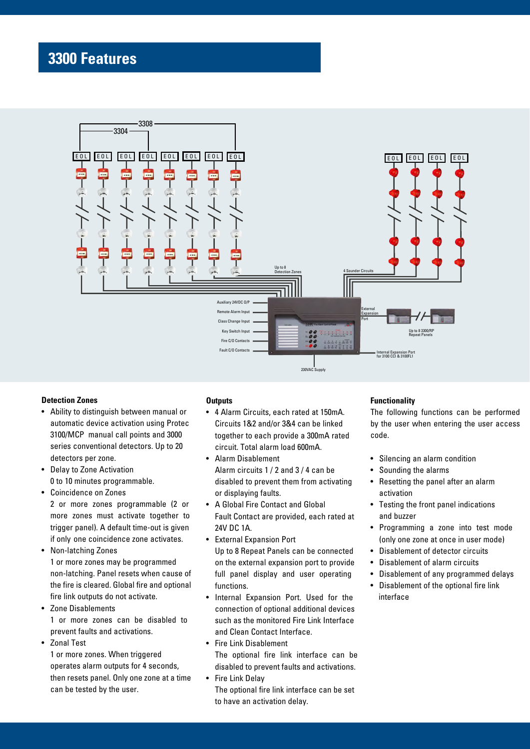# 3300 Features

### Detection Zones

- Ability to distinguish between manual or automatic device activation using Protec 3100/MCP manual call points and 3000 series conventional detectors. Up to 20 detectors per zone.
- Delay to Zone Activation
  0 to 10 minutes programmable.
- Coincidence on Zones
  2 or more zones programmable (2 or more zones must activate together to trigger panel). A default time-out is given if only one coincidence zone activates.
- Non-latching Zones
  1 or more zones may be programmed non-latching. Panel resets when cause of the fire is cleared. Global fire and optional fire link outputs do not activate.
- Zone Disablements
  1 or more zones can be disabled to prevent faults and activations.
- Zonal Test
  1 or more zones. When triggered operates alarm outputs for 4 seconds, then resets panel. Only one zone at a time can be tested by the user.

### Outputs

- 4 Alarm Circuits, each rated at 150mA. Circuits 1&2 and/or 3&4 can be linked together to each provide a 300mA rated circuit. Total alarm load 600mA.
- Alarm Disablement
  Alarm circuits 1 / 2 and 3 / 4 can be disabled to prevent them from activating or displaying faults.
- A Global Fire Contact and Global Fault Contact are provided, each rated at 24V DC 1A.
- External Expansion Port
  Up to 8 Repeat Panels can be connected on the external expansion port to provide full panel display and user operating functions.
- Internal Expansion Port. Used for the connection of optional additional devices such as the monitored Fire Link Interface and Clean Contact Interface.
- Fire Link Disablement
  The optional fire link interface can be disabled to prevent faults and activations.
- Fire Link Delay
  The optional fire link interface can be set to have an activation delay.

### Functionality

The following functions can be performed by the user when entering the user access code.

- Silencing an alarm condition
- Sounding the alarms
- Resetting the panel after an alarm activation
- Testing the front panel indications and buzzer
- Programming a zone into test mode (only one zone at once in user mode)
- Disablement of detector circuits
- Disablement of alarm circuits
- Disablement of any programmed delays
- Disablement of the optional fire link interface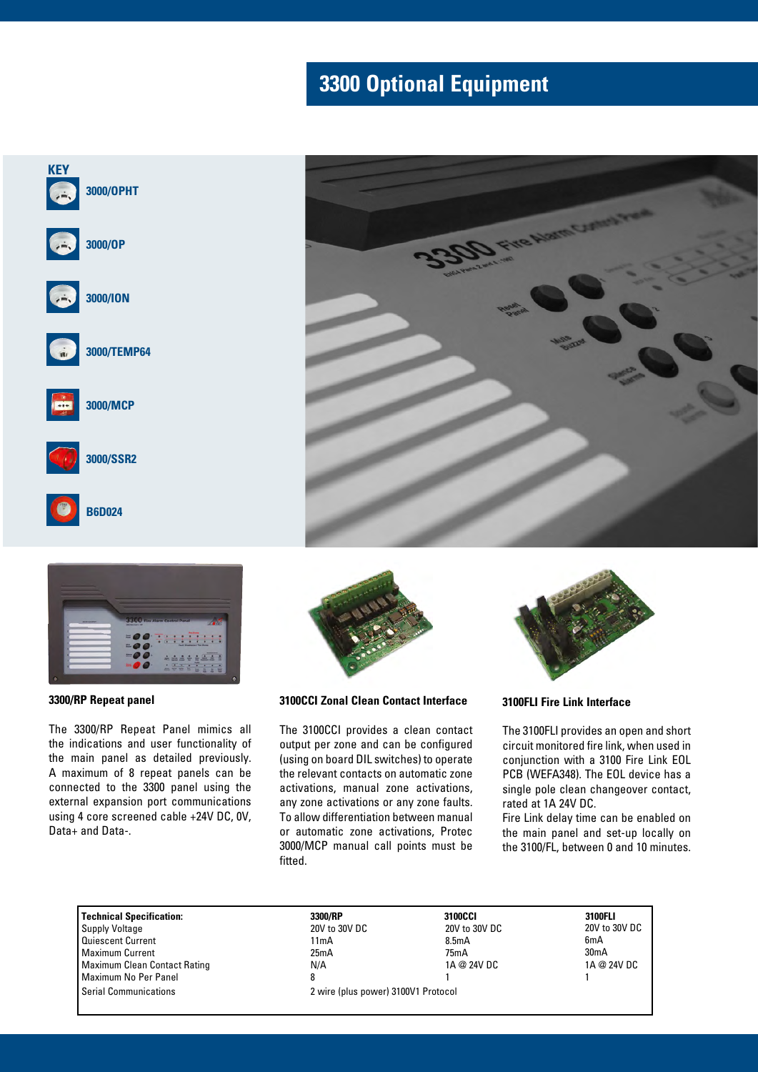# 3300 Optional Equipment

**KEY**

- 3000/OPHT
- 3000/OP
- 3000/ION
- 3000/TEMP64
- 3000/MCP
- 3000/SSR2
- B6D024

### 3300/RP Repeat panel

The 3300/RP Repeat Panel mimics all the indications and user functionality of the main panel as detailed previously. A maximum of 8 repeat panels can be connected to the 3300 panel using the external expansion port communications using 4 core screened cable +24V DC, 0V, Data+ and Data-.

### 3100CCI Zonal Clean Contact Interface

The 3100CCI provides a clean contact output per zone and can be configured (using on board DIL switches) to operate the relevant contacts on automatic zone activations, manual zone activations, any zone activations or any zone faults. To allow differentiation between manual or automatic zone activations, Protec 3000/MCP manual call points must be fitted.

### 3100FLI Fire Link Interface

The 3100FLI provides an open and short circuit monitored fire link, when used in conjunction with a 3100 Fire Link EOL PCB (WEFA348). The EOL device has a single pole clean changeover contact, rated at 1A 24V DC.

Fire Link delay time can be enabled on the main panel and set-up locally on the 3100/FL, between 0 and 10 minutes.

| Technical Specification: | 3300/RP | 3100CCI | 3100FLI |
|---|---|---|---|
| Supply Voltage | 20V to 30V DC | 20V to 30V DC | 20V to 30V DC |
| Quiescent Current | 11mA | 8.5mA | 6mA |
| Maximum Current | 25mA | 75mA | 30mA |
| Maximum Clean Contact Rating | N/A | 1A @ 24V DC | 1A @ 24V DC |
| Maximum No Per Panel | 8 | 1 | 1 |
| Serial Communications | 2 wire (plus power) 3100V1 Protocol | | |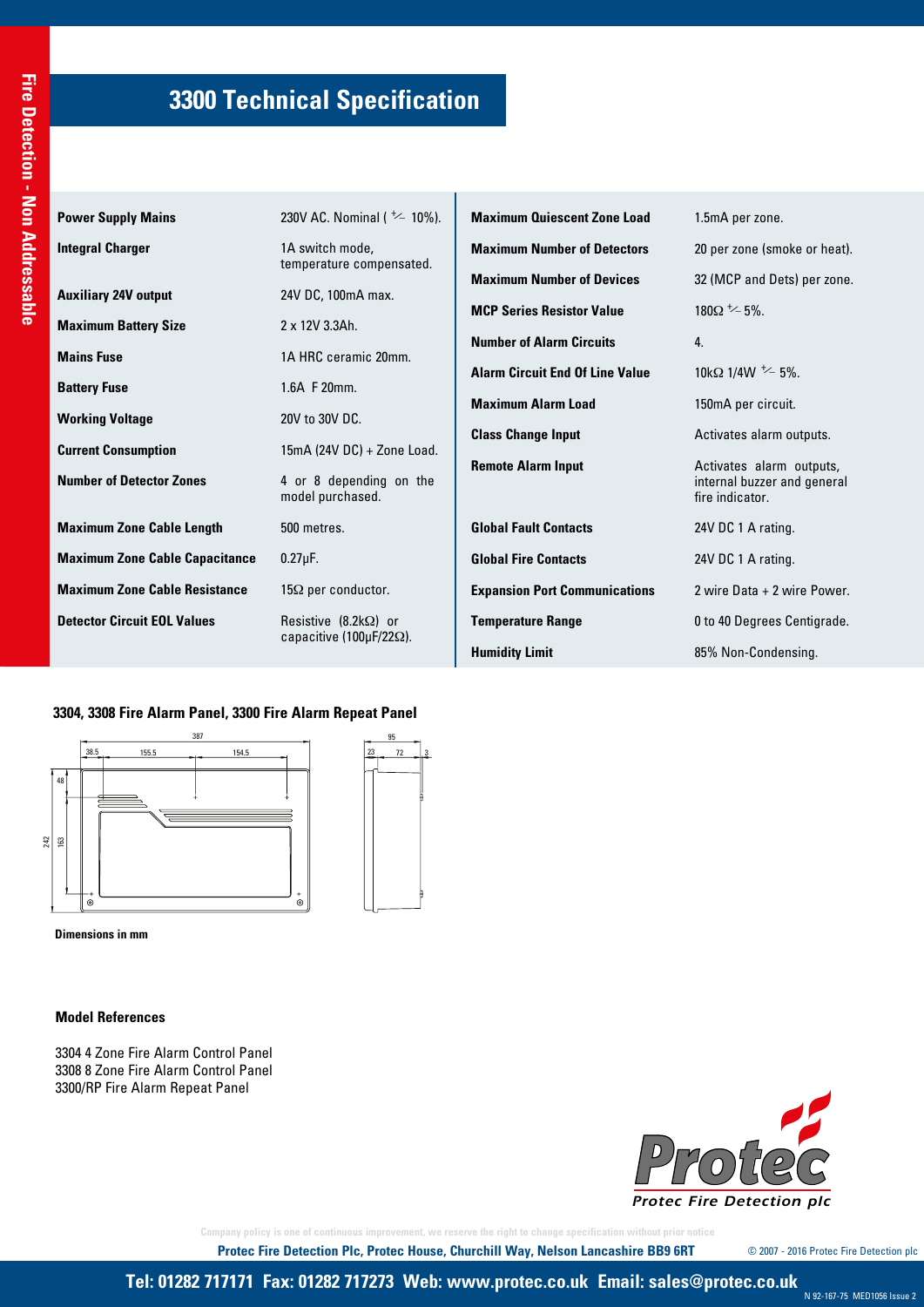# 3300 Technical Specification

| | |
|---|---|
| **Power Supply Mains** | 230V AC. Nominal ( +/- 10%). |
| **Integral Charger** | 1A switch mode, temperature compensated. |
| **Auxiliary 24V output** | 24V DC, 100mA max. |
| **Maximum Battery Size** | 2 x 12V 3.3Ah. |
| **Mains Fuse** | 1A HRC ceramic 20mm. |
| **Battery Fuse** | 1.6A F 20mm. |
| **Working Voltage** | 20V to 30V DC. |
| **Current Consumption** | 15mA (24V DC) + Zone Load. |
| **Number of Detector Zones** | 4 or 8 depending on the model purchased. |
| **Maximum Zone Cable Length** | 500 metres. |
| **Maximum Zone Cable Capacitance** | 0.27µF. |
| **Maximum Zone Cable Resistance** | 15Ω per conductor. |
| **Detector Circuit EOL Values** | Resistive (8.2kΩ) or capacitive (100µF/22Ω). |
| **Maximum Quiescent Zone Load** | 1.5mA per zone. |
| **Maximum Number of Detectors** | 20 per zone (smoke or heat). |
| **Maximum Number of Devices** | 32 (MCP and Dets) per zone. |
| **MCP Series Resistor Value** | 180Ω +/- 5%. |
| **Number of Alarm Circuits** | 4. |
| **Alarm Circuit End Of Line Value** | 10kΩ 1/4W +/- 5%. |
| **Maximum Alarm Load** | 150mA per circuit. |
| **Class Change Input** | Activates alarm outputs. |
| **Remote Alarm Input** | Activates alarm outputs, internal buzzer and general fire indicator. |
| **Global Fault Contacts** | 24V DC 1 A rating. |
| **Global Fire Contacts** | 24V DC 1 A rating. |
| **Expansion Port Communications** | 2 wire Data + 2 wire Power. |
| **Temperature Range** | 0 to 40 Degrees Centigrade. |
| **Humidity Limit** | 85% Non-Condensing. |

### 3304, 3308 Fire Alarm Panel, 3300 Fire Alarm Repeat Panel

387
38.5
155.5
154.5
48
242
163
95
23
72
3

**Dimensions in mm**

### Model References

3304 4 Zone Fire Alarm Control Panel
3308 8 Zone Fire Alarm Control Panel
3300/RP Fire Alarm Repeat Panel

Protec Fire Detection plc

Company policy is one of continuous improvement, we reserve the right to change specification without prior notice

**Protec Fire Detection Plc, Protec House, Churchill Way, Nelson Lancashire BB9 6RT**

© 2007 - 2016 Protec Fire Detection plc

**Tel: 01282 717171 Fax: 01282 717273 Web: www.protec.co.uk Email: sales@protec.co.uk**

N 92-167-75 MED1056 Issue 2